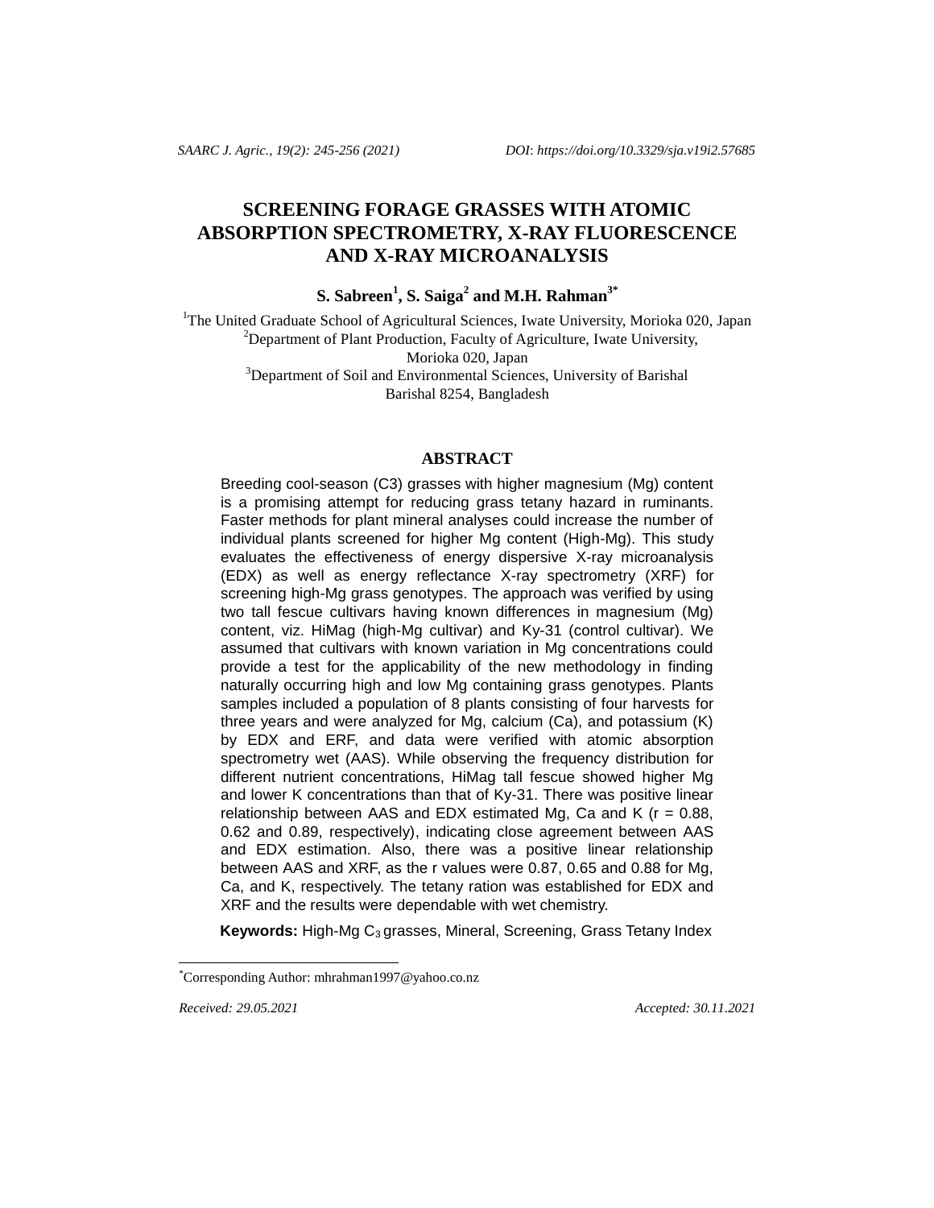# SCREENING FORAGE GRASSES WITH ATOMIC ABSORPTION SPECTROMETRY, X-RAY FLUORESCENCE AND X-RAY MICROANALYSIS

**S. Sabreen[1], S. Saiga[2] and M.H. Rahman[3*]**

[1]The United Graduate School of Agricultural Sciences, Iwate University, Morioka 020, Japan
[2]Department of Plant Production, Faculty of Agriculture, Iwate University, Morioka 020, Japan
[3]Department of Soil and Environmental Sciences, University of Barishal Barishal 8254, Bangladesh

## ABSTRACT

Breeding cool-season (C3) grasses with higher magnesium (Mg) content is a promising attempt for reducing grass tetany hazard in ruminants. Faster methods for plant mineral analyses could increase the number of individual plants screened for higher Mg content (High-Mg). This study evaluates the effectiveness of energy dispersive X-ray microanalysis (EDX) as well as energy reflectance X-ray spectrometry (XRF) for screening high-Mg grass genotypes. The approach was verified by using two tall fescue cultivars having known differences in magnesium (Mg) content, viz. HiMag (high-Mg cultivar) and Ky-31 (control cultivar). We assumed that cultivars with known variation in Mg concentrations could provide a test for the applicability of the new methodology in finding naturally occurring high and low Mg containing grass genotypes. Plants samples included a population of 8 plants consisting of four harvests for three years and were analyzed for Mg, calcium (Ca), and potassium (K) by EDX and ERF, and data were verified with atomic absorption spectrometry wet (AAS). While observing the frequency distribution for different nutrient concentrations, HiMag tall fescue showed higher Mg and lower K concentrations than that of Ky-31. There was positive linear relationship between AAS and EDX estimated Mg, Ca and K (r = 0.88, 0.62 and 0.89, respectively), indicating close agreement between AAS and EDX estimation. Also, there was a positive linear relationship between AAS and XRF, as the r values were 0.87, 0.65 and 0.88 for Mg, Ca, and K, respectively. The tetany ration was established for EDX and XRF and the results were dependable with wet chemistry.

**Keywords:** High-Mg $C_3$ grasses, Mineral, Screening, Grass Tetany Index

---

*Corresponding Author: mhrahman1997@yahoo.co.nz

*Received: 29.05.2021* *Accepted: 30.11.2021*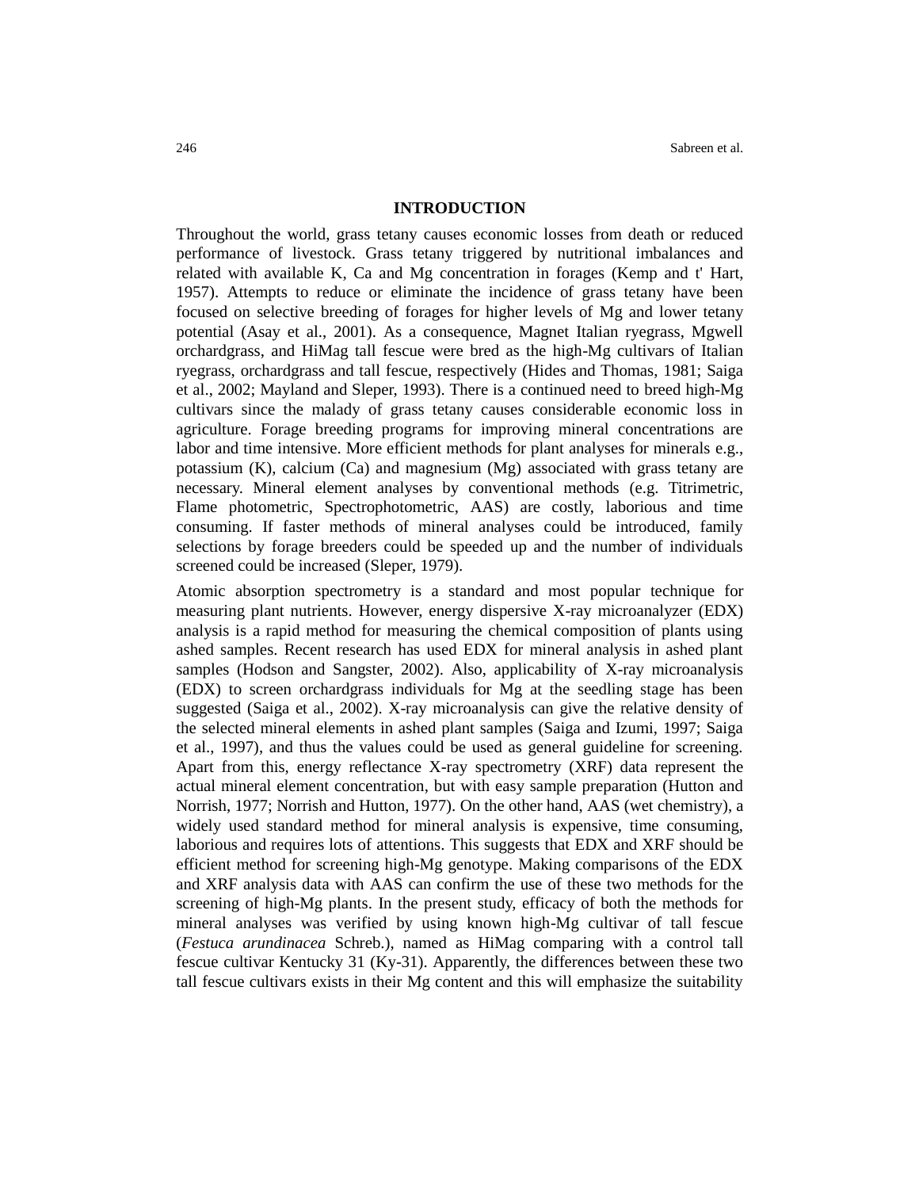## INTRODUCTION

Throughout the world, grass tetany causes economic losses from death or reduced performance of livestock. Grass tetany triggered by nutritional imbalances and related with available K, Ca and Mg concentration in forages (Kemp and t' Hart, 1957). Attempts to reduce or eliminate the incidence of grass tetany have been focused on selective breeding of forages for higher levels of Mg and lower tetany potential (Asay et al., 2001). As a consequence, Magnet Italian ryegrass, Mgwell orchardgrass, and HiMag tall fescue were bred as the high-Mg cultivars of Italian ryegrass, orchardgrass and tall fescue, respectively (Hides and Thomas, 1981; Saiga et al., 2002; Mayland and Sleper, 1993). There is a continued need to breed high-Mg cultivars since the malady of grass tetany causes considerable economic loss in agriculture. Forage breeding programs for improving mineral concentrations are labor and time intensive. More efficient methods for plant analyses for minerals e.g., potassium (K), calcium (Ca) and magnesium (Mg) associated with grass tetany are necessary. Mineral element analyses by conventional methods (e.g. Titrimetric, Flame photometric, Spectrophotometric, AAS) are costly, laborious and time consuming. If faster methods of mineral analyses could be introduced, family selections by forage breeders could be speeded up and the number of individuals screened could be increased (Sleper, 1979).

Atomic absorption spectrometry is a standard and most popular technique for measuring plant nutrients. However, energy dispersive X-ray microanalyzer (EDX) analysis is a rapid method for measuring the chemical composition of plants using ashed samples. Recent research has used EDX for mineral analysis in ashed plant samples (Hodson and Sangster, 2002). Also, applicability of X-ray microanalysis (EDX) to screen orchardgrass individuals for Mg at the seedling stage has been suggested (Saiga et al., 2002). X-ray microanalysis can give the relative density of the selected mineral elements in ashed plant samples (Saiga and Izumi, 1997; Saiga et al., 1997), and thus the values could be used as general guideline for screening. Apart from this, energy reflectance X-ray spectrometry (XRF) data represent the actual mineral element concentration, but with easy sample preparation (Hutton and Norrish, 1977; Norrish and Hutton, 1977). On the other hand, AAS (wet chemistry), a widely used standard method for mineral analysis is expensive, time consuming, laborious and requires lots of attentions. This suggests that EDX and XRF should be efficient method for screening high-Mg genotype. Making comparisons of the EDX and XRF analysis data with AAS can confirm the use of these two methods for the screening of high-Mg plants. In the present study, efficacy of both the methods for mineral analyses was verified by using known high-Mg cultivar of tall fescue (*Festuca arundinacea* Schreb.), named as HiMag comparing with a control tall fescue cultivar Kentucky 31 (Ky-31). Apparently, the differences between these two tall fescue cultivars exists in their Mg content and this will emphasize the suitability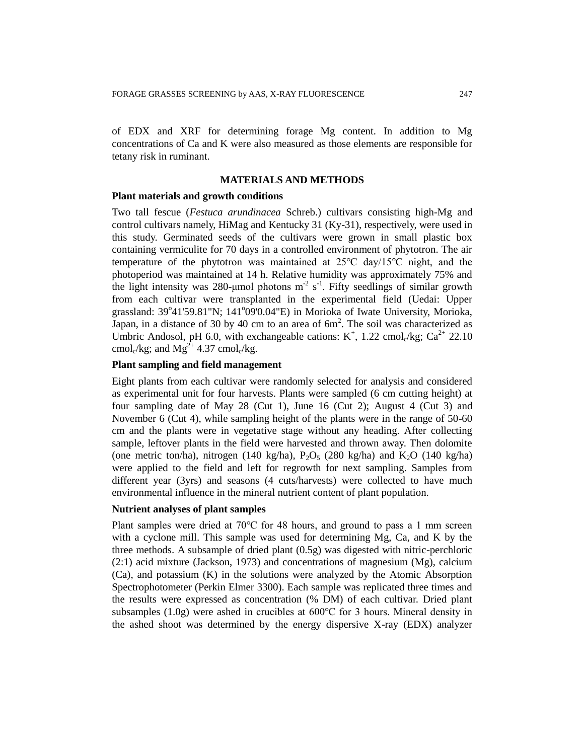of EDX and XRF for determining forage Mg content. In addition to Mg concentrations of Ca and K were also measured as those elements are responsible for tetany risk in ruminant.

## MATERIALS AND METHODS

### Plant materials and growth conditions

Two tall fescue (*Festuca arundinacea* Schreb.) cultivars consisting high-Mg and control cultivars namely, HiMag and Kentucky 31 (Ky-31), respectively, were used in this study. Germinated seeds of the cultivars were grown in small plastic box containing vermiculite for 70 days in a controlled environment of phytotron. The air temperature of the phytotron was maintained at 25°C day/15°C night, and the photoperiod was maintained at 14 h. Relative humidity was approximately 75% and the light intensity was 280-μmol photons $m^{-2}$ $s^{-1}$. Fifty seedlings of similar growth from each cultivar were transplanted in the experimental field (Uedai: Upper grassland: 39°41'59.81"N; 141°09'0.04"E) in Morioka of Iwate University, Morioka, Japan, in a distance of 30 by 40 cm to an area of $6m^2$. The soil was characterized as Umbric Andosol, pH 6.0, with exchangeable cations: $K^+$, 1.22 $cmol_c$/kg; $Ca^{2+}$ 22.10 $cmol_c$/kg; and $Mg^{2+}$ 4.37 $cmol_c$/kg.

### Plant sampling and field management

Eight plants from each cultivar were randomly selected for analysis and considered as experimental unit for four harvests. Plants were sampled (6 cm cutting height) at four sampling date of May 28 (Cut 1), June 16 (Cut 2); August 4 (Cut 3) and November 6 (Cut 4), while sampling height of the plants were in the range of 50-60 cm and the plants were in vegetative stage without any heading. After collecting sample, leftover plants in the field were harvested and thrown away. Then dolomite (one metric ton/ha), nitrogen (140 kg/ha), $P_2O_5$ (280 kg/ha) and $K_2O$ (140 kg/ha) were applied to the field and left for regrowth for next sampling. Samples from different year (3yrs) and seasons (4 cuts/harvests) were collected to have much environmental influence in the mineral nutrient content of plant population.

### Nutrient analyses of plant samples

Plant samples were dried at 70°C for 48 hours, and ground to pass a 1 mm screen with a cyclone mill. This sample was used for determining Mg, Ca, and K by the three methods. A subsample of dried plant (0.5g) was digested with nitric-perchloric (2:1) acid mixture (Jackson, 1973) and concentrations of magnesium (Mg), calcium (Ca), and potassium (K) in the solutions were analyzed by the Atomic Absorption Spectrophotometer (Perkin Elmer 3300). Each sample was replicated three times and the results were expressed as concentration (% DM) of each cultivar. Dried plant subsamples (1.0g) were ashed in crucibles at 600°C for 3 hours. Mineral density in the ashed shoot was determined by the energy dispersive X-ray (EDX) analyzer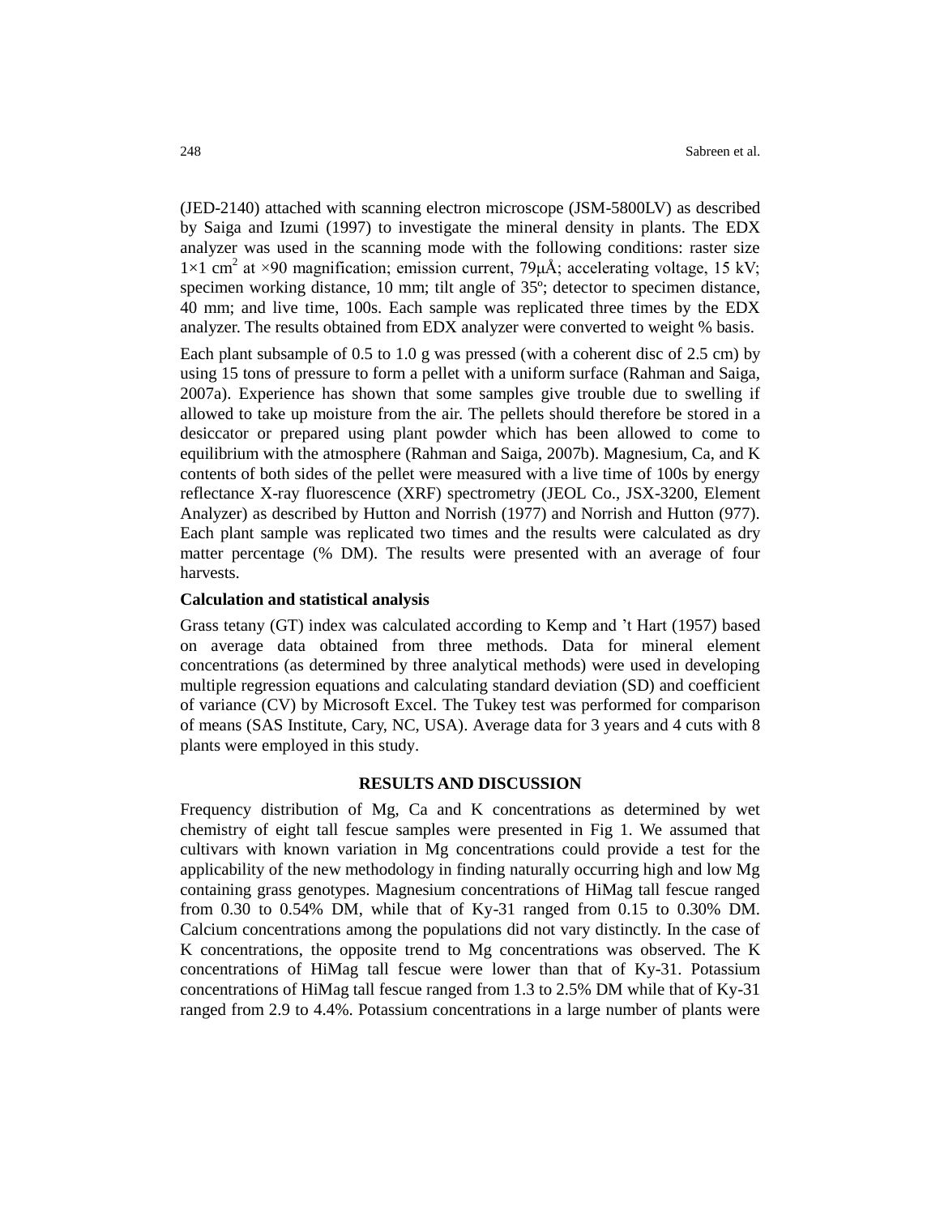(JED-2140) attached with scanning electron microscope (JSM-5800LV) as described by Saiga and Izumi (1997) to investigate the mineral density in plants. The EDX analyzer was used in the scanning mode with the following conditions: raster size $1 \times 1$ $cm^2$ at ×90 magnification; emission current, 79μÅ; accelerating voltage, 15 kV; specimen working distance, 10 mm; tilt angle of 35º; detector to specimen distance, 40 mm; and live time, 100s. Each sample was replicated three times by the EDX analyzer. The results obtained from EDX analyzer were converted to weight % basis.

Each plant subsample of 0.5 to 1.0 g was pressed (with a coherent disc of 2.5 cm) by using 15 tons of pressure to form a pellet with a uniform surface (Rahman and Saiga, 2007a). Experience has shown that some samples give trouble due to swelling if allowed to take up moisture from the air. The pellets should therefore be stored in a desiccator or prepared using plant powder which has been allowed to come to equilibrium with the atmosphere (Rahman and Saiga, 2007b). Magnesium, Ca, and K contents of both sides of the pellet were measured with a live time of 100s by energy reflectance X-ray fluorescence (XRF) spectrometry (JEOL Co., JSX-3200, Element Analyzer) as described by Hutton and Norrish (1977) and Norrish and Hutton (977). Each plant sample was replicated two times and the results were calculated as dry matter percentage (% DM). The results were presented with an average of four harvests.

**Calculation and statistical analysis**

Grass tetany (GT) index was calculated according to Kemp and 't Hart (1957) based on average data obtained from three methods. Data for mineral element concentrations (as determined by three analytical methods) were used in developing multiple regression equations and calculating standard deviation (SD) and coefficient of variance (CV) by Microsoft Excel. The Tukey test was performed for comparison of means (SAS Institute, Cary, NC, USA). Average data for 3 years and 4 cuts with 8 plants were employed in this study.

## RESULTS AND DISCUSSION

Frequency distribution of Mg, Ca and K concentrations as determined by wet chemistry of eight tall fescue samples were presented in Fig 1. We assumed that cultivars with known variation in Mg concentrations could provide a test for the applicability of the new methodology in finding naturally occurring high and low Mg containing grass genotypes. Magnesium concentrations of HiMag tall fescue ranged from 0.30 to 0.54% DM, while that of Ky-31 ranged from 0.15 to 0.30% DM. Calcium concentrations among the populations did not vary distinctly. In the case of K concentrations, the opposite trend to Mg concentrations was observed. The K concentrations of HiMag tall fescue were lower than that of Ky-31. Potassium concentrations of HiMag tall fescue ranged from 1.3 to 2.5% DM while that of Ky-31 ranged from 2.9 to 4.4%. Potassium concentrations in a large number of plants were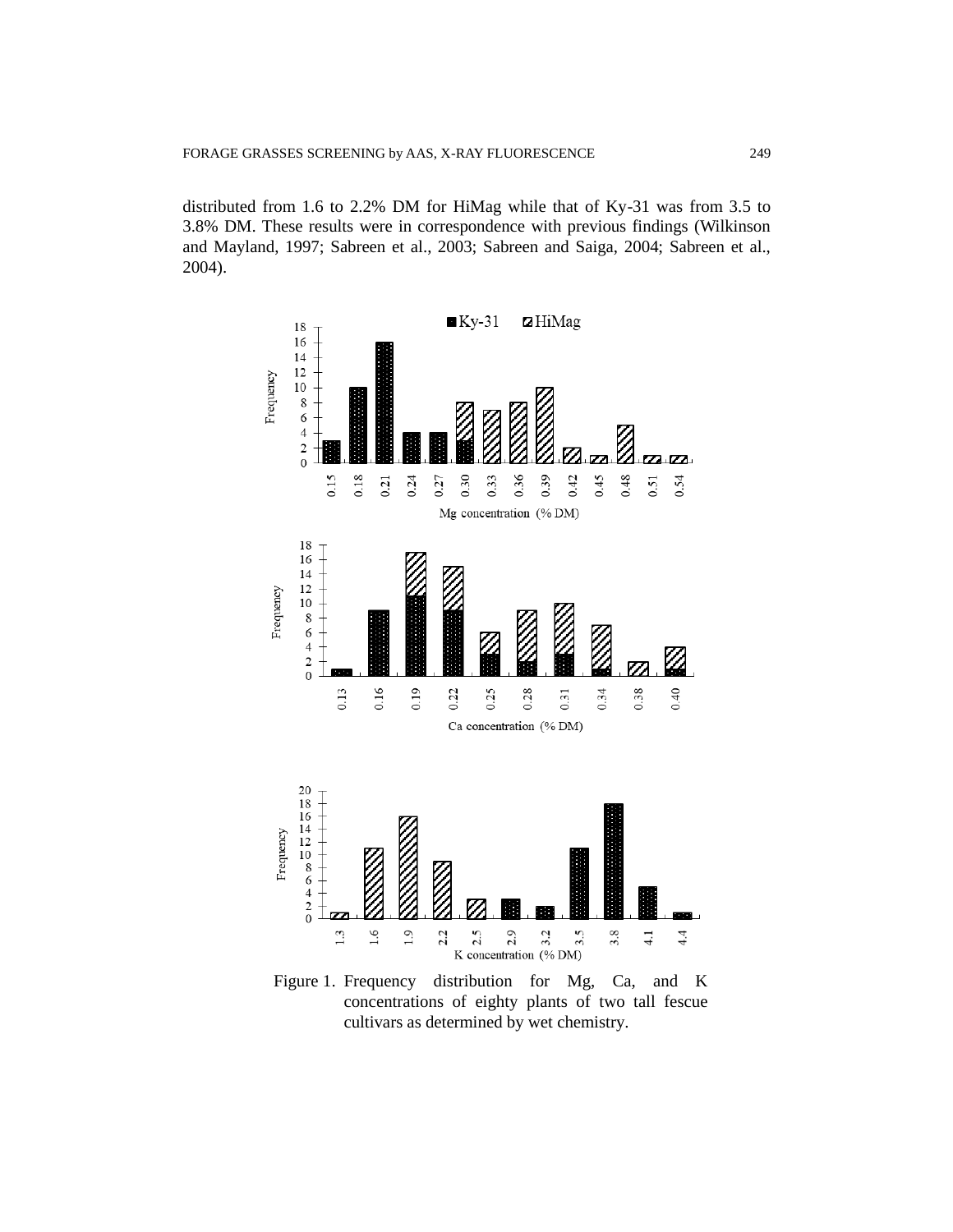distributed from 1.6 to 2.2% DM for HiMag while that of Ky-31 was from 3.5 to 3.8% DM. These results were in correspondence with previous findings (Wilkinson and Mayland, 1997; Sabreen et al., 2003; Sabreen and Saiga, 2004; Sabreen et al., 2004).

Figure 1. Frequency distribution for Mg, Ca, and K concentrations of eighty plants of two tall fescue cultivars as determined by wet chemistry.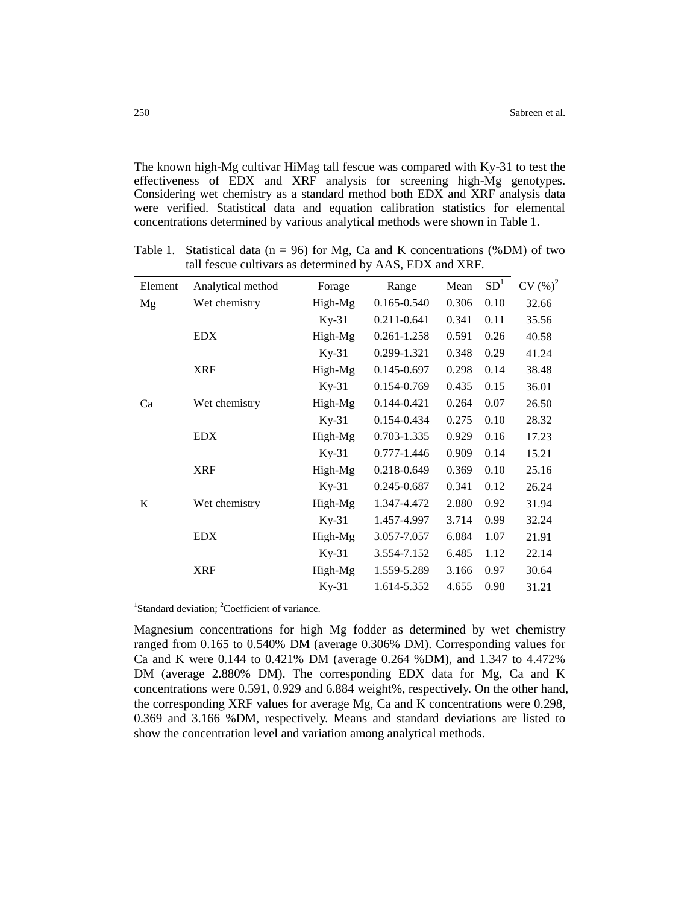The known high-Mg cultivar HiMag tall fescue was compared with Ky-31 to test the effectiveness of EDX and XRF analysis for screening high-Mg genotypes. Considering wet chemistry as a standard method both EDX and XRF analysis data were verified. Statistical data and equation calibration statistics for elemental concentrations determined by various analytical methods were shown in Table 1.

Table 1. Statistical data (n = 96) for Mg, Ca and K concentrations (%DM) of two tall fescue cultivars as determined by AAS, EDX and XRF.

| Element | Analytical method | Forage | Range | Mean | SD[1] | CV (%)[2] |
|---|---|---|---|---|---|---|
| Mg | Wet chemistry | High-Mg | 0.165-0.540 | 0.306 | 0.10 | 32.66 |
| | | Ky-31 | 0.211-0.641 | 0.341 | 0.11 | 35.56 |
| | EDX | High-Mg | 0.261-1.258 | 0.591 | 0.26 | 40.58 |
| | | Ky-31 | 0.299-1.321 | 0.348 | 0.29 | 41.24 |
| | XRF | High-Mg | 0.145-0.697 | 0.298 | 0.14 | 38.48 |
| | | Ky-31 | 0.154-0.769 | 0.435 | 0.15 | 36.01 |
| Ca | Wet chemistry | High-Mg | 0.144-0.421 | 0.264 | 0.07 | 26.50 |
| | | Ky-31 | 0.154-0.434 | 0.275 | 0.10 | 28.32 |
| | EDX | High-Mg | 0.703-1.335 | 0.929 | 0.16 | 17.23 |
| | | Ky-31 | 0.777-1.446 | 0.909 | 0.14 | 15.21 |
| | XRF | High-Mg | 0.218-0.649 | 0.369 | 0.10 | 25.16 |
| | | Ky-31 | 0.245-0.687 | 0.341 | 0.12 | 26.24 |
| K | Wet chemistry | High-Mg | 1.347-4.472 | 2.880 | 0.92 | 31.94 |
| | | Ky-31 | 1.457-4.997 | 3.714 | 0.99 | 32.24 |
| | EDX | High-Mg | 3.057-7.057 | 6.884 | 1.07 | 21.91 |
| | | Ky-31 | 3.554-7.152 | 6.485 | 1.12 | 22.14 |
| | XRF | High-Mg | 1.559-5.289 | 3.166 | 0.97 | 30.64 |
| | | Ky-31 | 1.614-5.352 | 4.655 | 0.98 | 31.21 |

[1]Standard deviation; [2]Coefficient of variance.

Magnesium concentrations for high Mg fodder as determined by wet chemistry ranged from 0.165 to 0.540% DM (average 0.306% DM). Corresponding values for Ca and K were 0.144 to 0.421% DM (average 0.264 %DM), and 1.347 to 4.472% DM (average 2.880% DM). The corresponding EDX data for Mg, Ca and K concentrations were 0.591, 0.929 and 6.884 weight%, respectively. On the other hand, the corresponding XRF values for average Mg, Ca and K concentrations were 0.298, 0.369 and 3.166 %DM, respectively. Means and standard deviations are listed to show the concentration level and variation among analytical methods.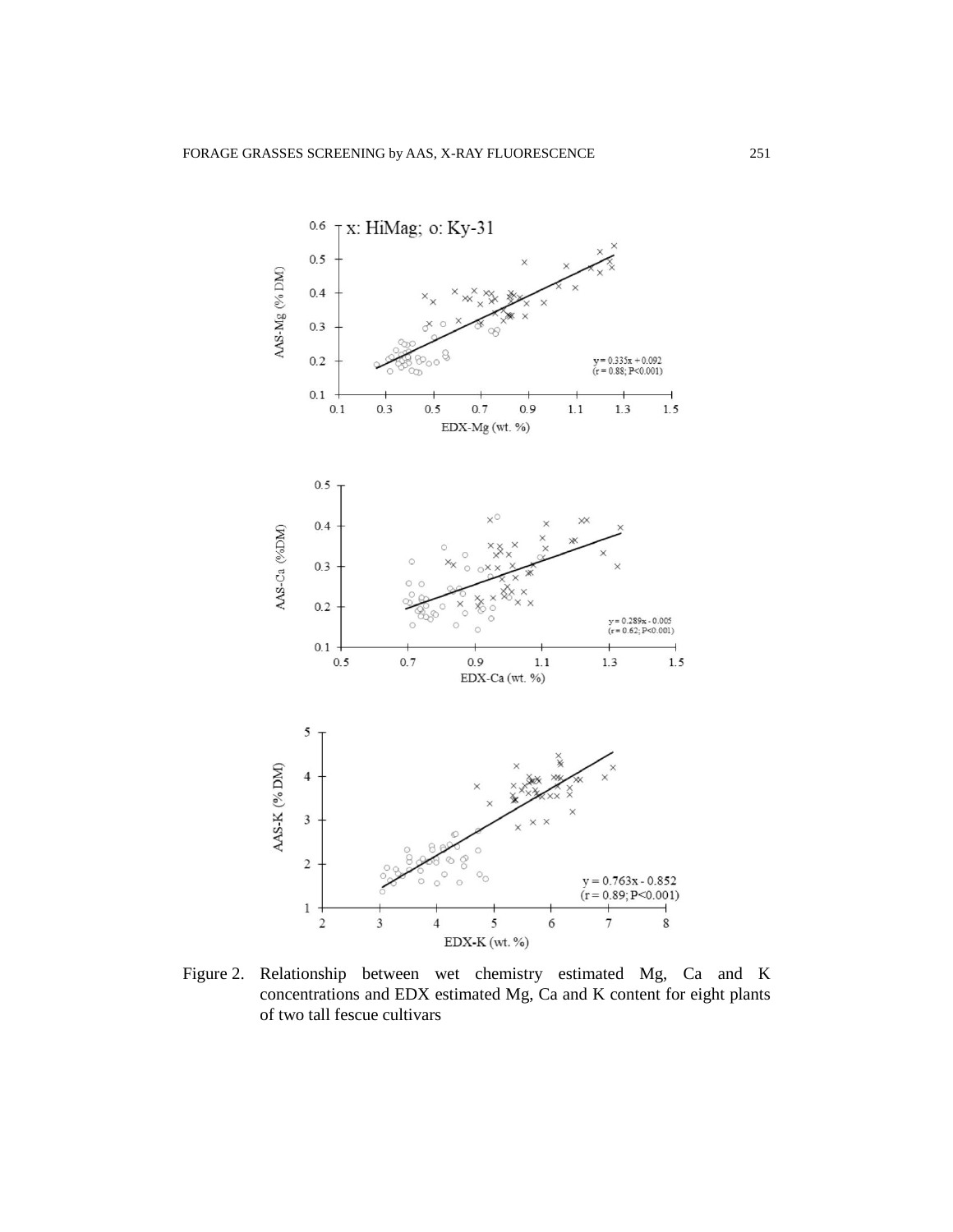Figure 2. Relationship between wet chemistry estimated Mg, Ca and K concentrations and EDX estimated Mg, Ca and K content for eight plants of two tall fescue cultivars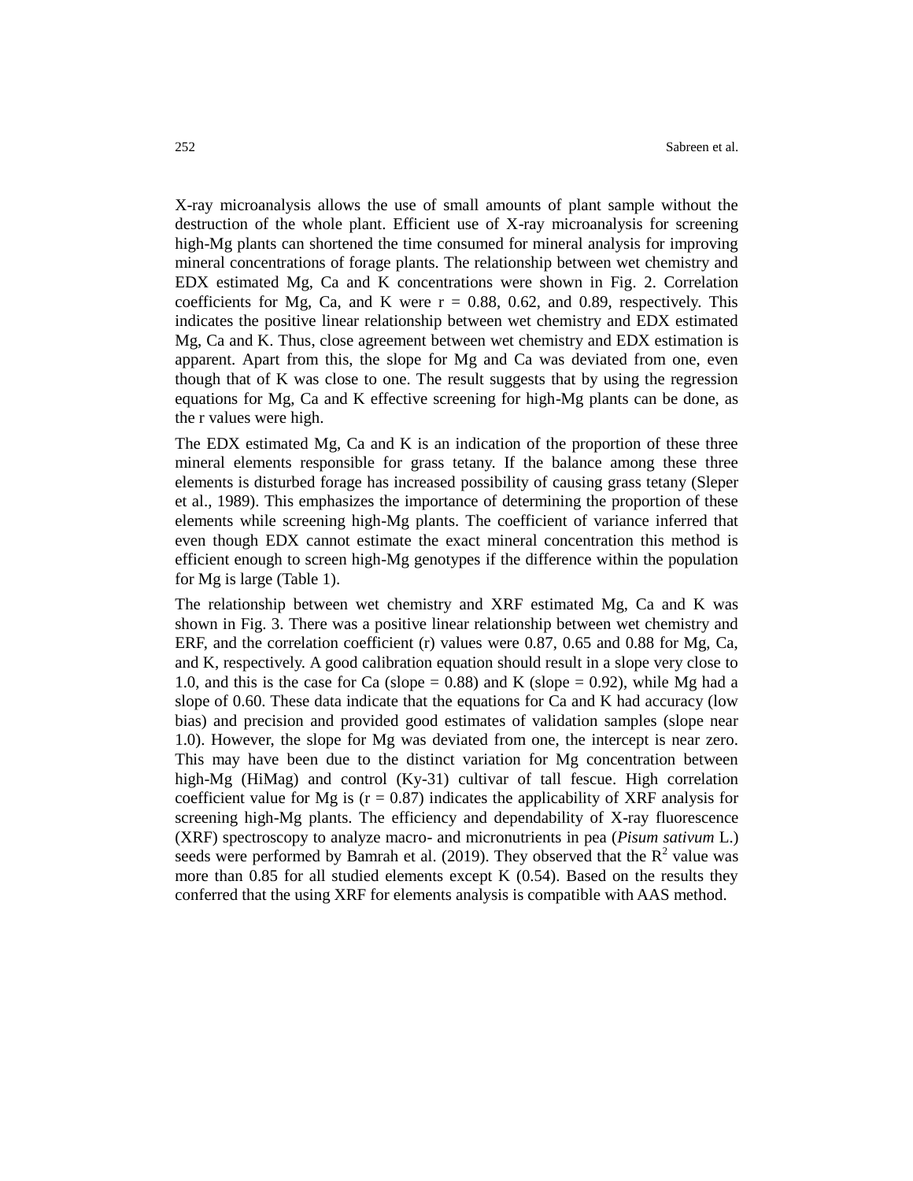X-ray microanalysis allows the use of small amounts of plant sample without the destruction of the whole plant. Efficient use of X-ray microanalysis for screening high-Mg plants can shortened the time consumed for mineral analysis for improving mineral concentrations of forage plants. The relationship between wet chemistry and EDX estimated Mg, Ca and K concentrations were shown in Fig. 2. Correlation coefficients for Mg, Ca, and K were r = 0.88, 0.62, and 0.89, respectively. This indicates the positive linear relationship between wet chemistry and EDX estimated Mg, Ca and K. Thus, close agreement between wet chemistry and EDX estimation is apparent. Apart from this, the slope for Mg and Ca was deviated from one, even though that of K was close to one. The result suggests that by using the regression equations for Mg, Ca and K effective screening for high-Mg plants can be done, as the r values were high.

The EDX estimated Mg, Ca and K is an indication of the proportion of these three mineral elements responsible for grass tetany. If the balance among these three elements is disturbed forage has increased possibility of causing grass tetany (Sleper et al., 1989). This emphasizes the importance of determining the proportion of these elements while screening high-Mg plants. The coefficient of variance inferred that even though EDX cannot estimate the exact mineral concentration this method is efficient enough to screen high-Mg genotypes if the difference within the population for Mg is large (Table 1).

The relationship between wet chemistry and XRF estimated Mg, Ca and K was shown in Fig. 3. There was a positive linear relationship between wet chemistry and ERF, and the correlation coefficient (r) values were 0.87, 0.65 and 0.88 for Mg, Ca, and K, respectively. A good calibration equation should result in a slope very close to 1.0, and this is the case for Ca (slope = 0.88) and K (slope = 0.92), while Mg had a slope of 0.60. These data indicate that the equations for Ca and K had accuracy (low bias) and precision and provided good estimates of validation samples (slope near 1.0). However, the slope for Mg was deviated from one, the intercept is near zero. This may have been due to the distinct variation for Mg concentration between high-Mg (HiMag) and control (Ky-31) cultivar of tall fescue. High correlation coefficient value for Mg is (r = 0.87) indicates the applicability of XRF analysis for screening high-Mg plants. The efficiency and dependability of X-ray fluorescence (XRF) spectroscopy to analyze macro- and micronutrients in pea (*Pisum sativum* L.) seeds were performed by Bamrah et al. (2019). They observed that the $R^2$ value was more than 0.85 for all studied elements except K (0.54). Based on the results they conferred that the using XRF for elements analysis is compatible with AAS method.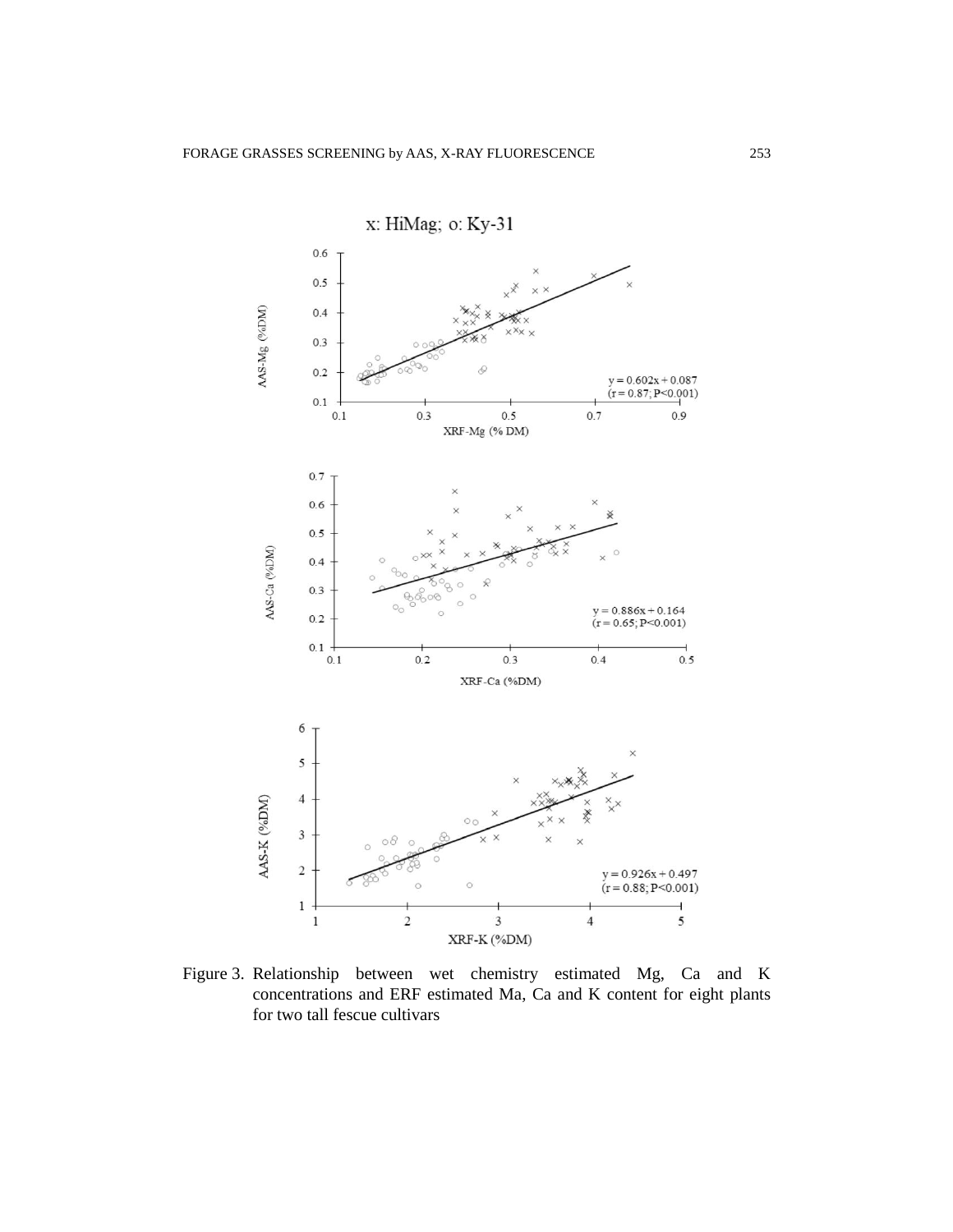x: HiMag; o: Ky-31

$y = 0.602x + 0.087$
($r = 0.87$; $P<0.001$)

$y = 0.886x + 0.164$
($r = 0.65$; $P<0.001$)

$y = 0.926x + 0.497$
($r = 0.88$; $P<0.001$)

Figure 3. Relationship between wet chemistry estimated Mg, Ca and K concentrations and ERF estimated Ma, Ca and K content for eight plants for two tall fescue cultivars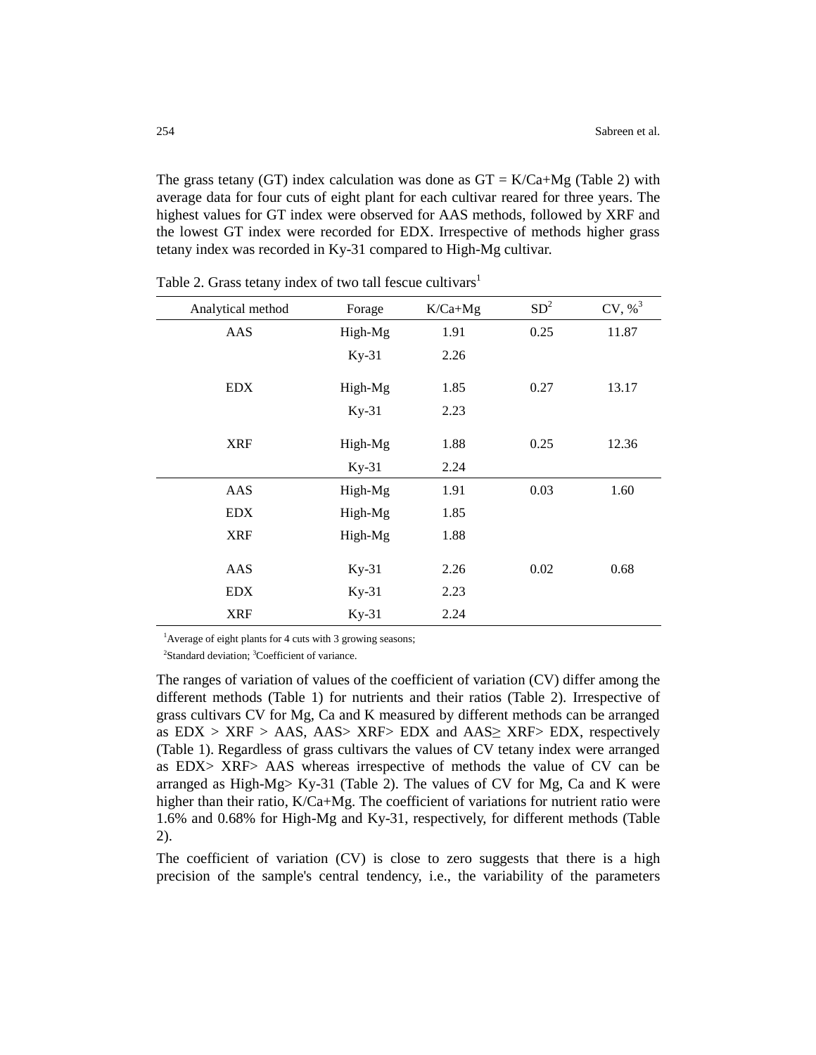The grass tetany (GT) index calculation was done as GT = K/Ca+Mg (Table 2) with average data for four cuts of eight plant for each cultivar reared for three years. The highest values for GT index were observed for AAS methods, followed by XRF and the lowest GT index were recorded for EDX. Irrespective of methods higher grass tetany index was recorded in Ky-31 compared to High-Mg cultivar.

Table 2. Grass tetany index of two tall fescue cultivars[1]

| Analytical method | Forage | K/Ca+Mg | SD[2] | CV, %[3] |
|---|---|---|---|---|
| AAS | High-Mg | 1.91 | 0.25 | 11.87 |
| | Ky-31 | 2.26 | | |
| EDX | High-Mg | 1.85 | 0.27 | 13.17 |
| | Ky-31 | 2.23 | | |
| XRF | High-Mg | 1.88 | 0.25 | 12.36 |
| | Ky-31 | 2.24 | | |
| AAS | High-Mg | 1.91 | 0.03 | 1.60 |
| EDX | High-Mg | 1.85 | | |
| XRF | High-Mg | 1.88 | | |
| AAS | Ky-31 | 2.26 | 0.02 | 0.68 |
| EDX | Ky-31 | 2.23 | | |
| XRF | Ky-31 | 2.24 | | |

[1]Average of eight plants for 4 cuts with 3 growing seasons;

[2]Standard deviation; [3]Coefficient of variance.

The ranges of variation of values of the coefficient of variation (CV) differ among the different methods (Table 1) for nutrients and their ratios (Table 2). Irrespective of grass cultivars CV for Mg, Ca and K measured by different methods can be arranged as EDX > XRF > AAS, AAS> XRF> EDX and AAS≥ XRF> EDX, respectively (Table 1). Regardless of grass cultivars the values of CV tetany index were arranged as EDX> XRF> AAS whereas irrespective of methods the value of CV can be arranged as High-Mg> Ky-31 (Table 2). The values of CV for Mg, Ca and K were higher than their ratio, K/Ca+Mg. The coefficient of variations for nutrient ratio were 1.6% and 0.68% for High-Mg and Ky-31, respectively, for different methods (Table 2).

The coefficient of variation (CV) is close to zero suggests that there is a high precision of the sample's central tendency, i.e., the variability of the parameters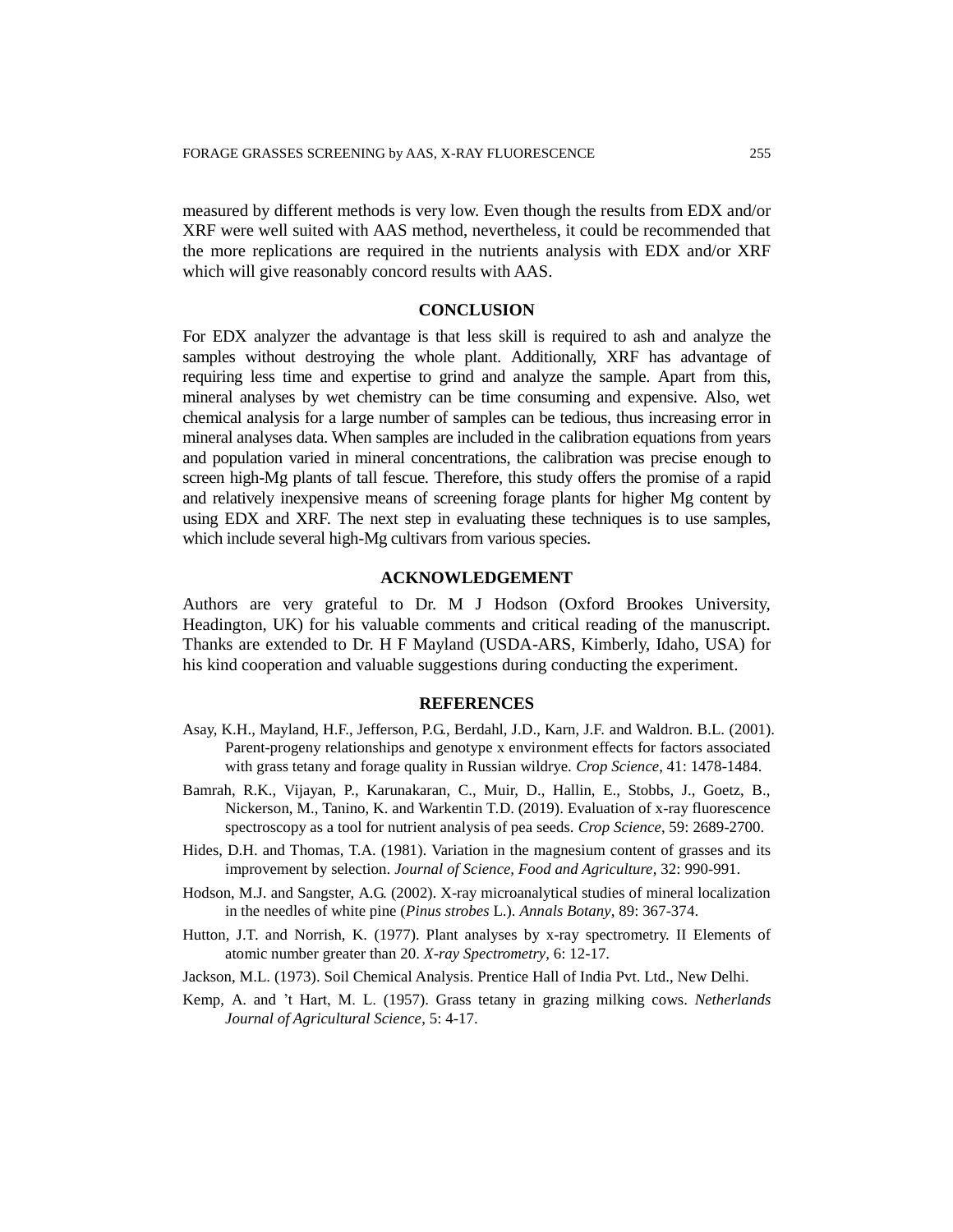measured by different methods is very low. Even though the results from EDX and/or XRF were well suited with AAS method, nevertheless, it could be recommended that the more replications are required in the nutrients analysis with EDX and/or XRF which will give reasonably concord results with AAS.

## CONCLUSION

For EDX analyzer the advantage is that less skill is required to ash and analyze the samples without destroying the whole plant. Additionally, XRF has advantage of requiring less time and expertise to grind and analyze the sample. Apart from this, mineral analyses by wet chemistry can be time consuming and expensive. Also, wet chemical analysis for a large number of samples can be tedious, thus increasing error in mineral analyses data. When samples are included in the calibration equations from years and population varied in mineral concentrations, the calibration was precise enough to screen high-Mg plants of tall fescue. Therefore, this study offers the promise of a rapid and relatively inexpensive means of screening forage plants for higher Mg content by using EDX and XRF. The next step in evaluating these techniques is to use samples, which include several high-Mg cultivars from various species.

## ACKNOWLEDGEMENT

Authors are very grateful to Dr. M J Hodson (Oxford Brookes University, Headington, UK) for his valuable comments and critical reading of the manuscript. Thanks are extended to Dr. H F Mayland (USDA-ARS, Kimberly, Idaho, USA) for his kind cooperation and valuable suggestions during conducting the experiment.

## REFERENCES

Asay, K.H., Mayland, H.F., Jefferson, P.G., Berdahl, J.D., Karn, J.F. and Waldron. B.L. (2001). Parent-progeny relationships and genotype x environment effects for factors associated with grass tetany and forage quality in Russian wildrye. *Crop Science*, 41: 1478-1484.

Bamrah, R.K., Vijayan, P., Karunakaran, C., Muir, D., Hallin, E., Stobbs, J., Goetz, B., Nickerson, M., Tanino, K. and Warkentin T.D. (2019). Evaluation of x-ray fluorescence spectroscopy as a tool for nutrient analysis of pea seeds. *Crop Science*, 59: 2689-2700.

Hides, D.H. and Thomas, T.A. (1981). Variation in the magnesium content of grasses and its improvement by selection. *Journal of Science, Food and Agriculture*, 32: 990-991.

Hodson, M.J. and Sangster, A.G. (2002). X-ray microanalytical studies of mineral localization in the needles of white pine (*Pinus strobes* L.). *Annals Botany*, 89: 367-374.

Hutton, J.T. and Norrish, K. (1977). Plant analyses by x-ray spectrometry. II Elements of atomic number greater than 20. *X-ray Spectrometry*, 6: 12-17.

Jackson, M.L. (1973). Soil Chemical Analysis. Prentice Hall of India Pvt. Ltd., New Delhi.

Kemp, A. and ’t Hart, M. L. (1957). Grass tetany in grazing milking cows. *Netherlands Journal of Agricultural Science*, 5: 4-17.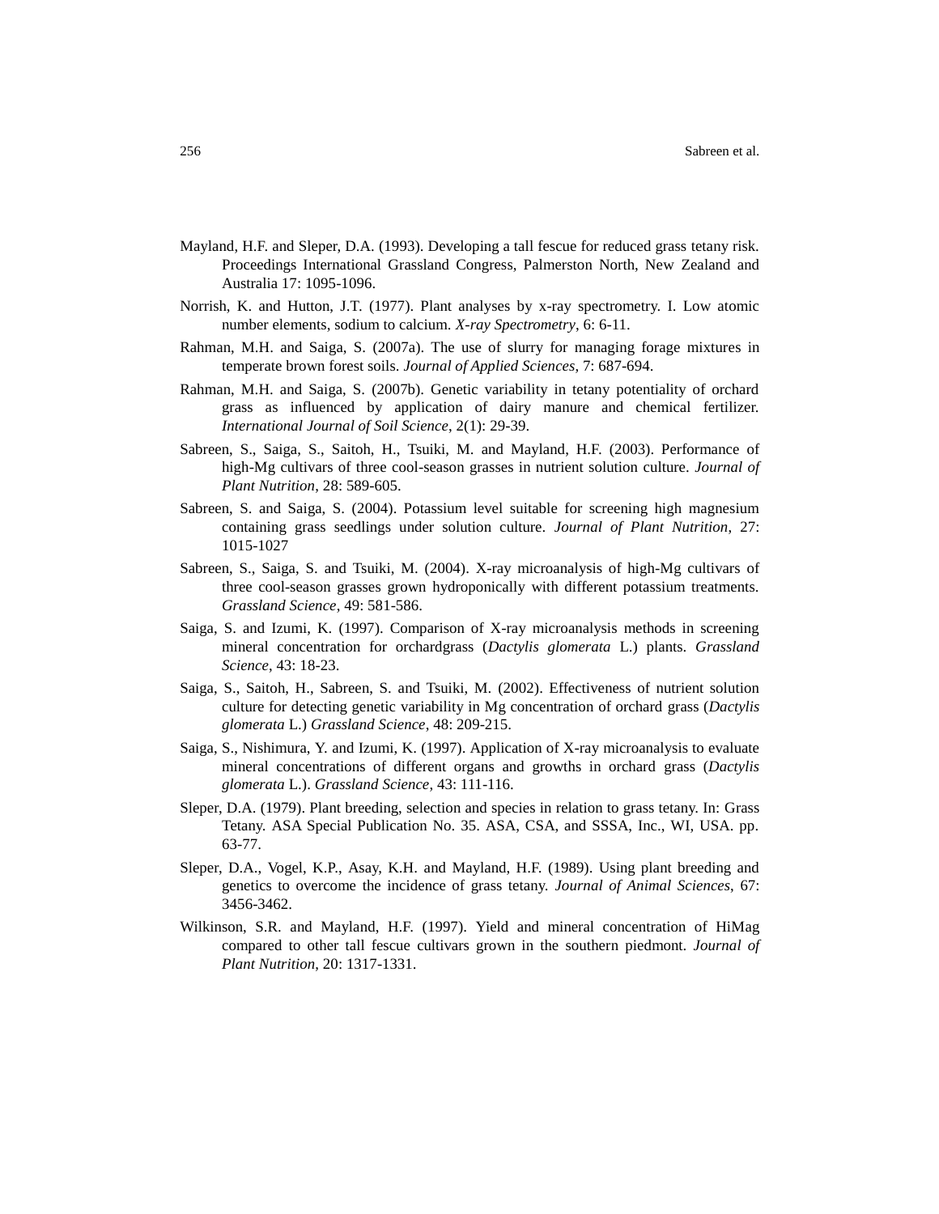Mayland, H.F. and Sleper, D.A. (1993). Developing a tall fescue for reduced grass tetany risk. Proceedings International Grassland Congress, Palmerston North, New Zealand and Australia 17: 1095-1096.

Norrish, K. and Hutton, J.T. (1977). Plant analyses by x-ray spectrometry. I. Low atomic number elements, sodium to calcium. *X-ray Spectrometry*, 6: 6-11.

Rahman, M.H. and Saiga, S. (2007a). The use of slurry for managing forage mixtures in temperate brown forest soils. *Journal of Applied Sciences*, 7: 687-694.

Rahman, M.H. and Saiga, S. (2007b). Genetic variability in tetany potentiality of orchard grass as influenced by application of dairy manure and chemical fertilizer. *International Journal of Soil Science*, 2(1): 29-39.

Sabreen, S., Saiga, S., Saitoh, H., Tsuiki, M. and Mayland, H.F. (2003). Performance of high-Mg cultivars of three cool-season grasses in nutrient solution culture. *Journal of Plant Nutrition*, 28: 589-605.

Sabreen, S. and Saiga, S. (2004). Potassium level suitable for screening high magnesium containing grass seedlings under solution culture. *Journal of Plant Nutrition*, 27: 1015-1027

Sabreen, S., Saiga, S. and Tsuiki, M. (2004). X-ray microanalysis of high-Mg cultivars of three cool-season grasses grown hydroponically with different potassium treatments. *Grassland Science*, 49: 581-586.

Saiga, S. and Izumi, K. (1997). Comparison of X-ray microanalysis methods in screening mineral concentration for orchardgrass (*Dactylis glomerata* L.) plants. *Grassland Science*, 43: 18-23.

Saiga, S., Saitoh, H., Sabreen, S. and Tsuiki, M. (2002). Effectiveness of nutrient solution culture for detecting genetic variability in Mg concentration of orchard grass (*Dactylis glomerata* L.) *Grassland Science*, 48: 209-215.

Saiga, S., Nishimura, Y. and Izumi, K. (1997). Application of X-ray microanalysis to evaluate mineral concentrations of different organs and growths in orchard grass (*Dactylis glomerata* L.). *Grassland Science*, 43: 111-116.

Sleper, D.A. (1979). Plant breeding, selection and species in relation to grass tetany. In: Grass Tetany. ASA Special Publication No. 35. ASA, CSA, and SSSA, Inc., WI, USA. pp. 63-77.

Sleper, D.A., Vogel, K.P., Asay, K.H. and Mayland, H.F. (1989). Using plant breeding and genetics to overcome the incidence of grass tetany. *Journal of Animal Sciences*, 67: 3456-3462.

Wilkinson, S.R. and Mayland, H.F. (1997). Yield and mineral concentration of HiMag compared to other tall fescue cultivars grown in the southern piedmont. *Journal of Plant Nutrition*, 20: 1317-1331.